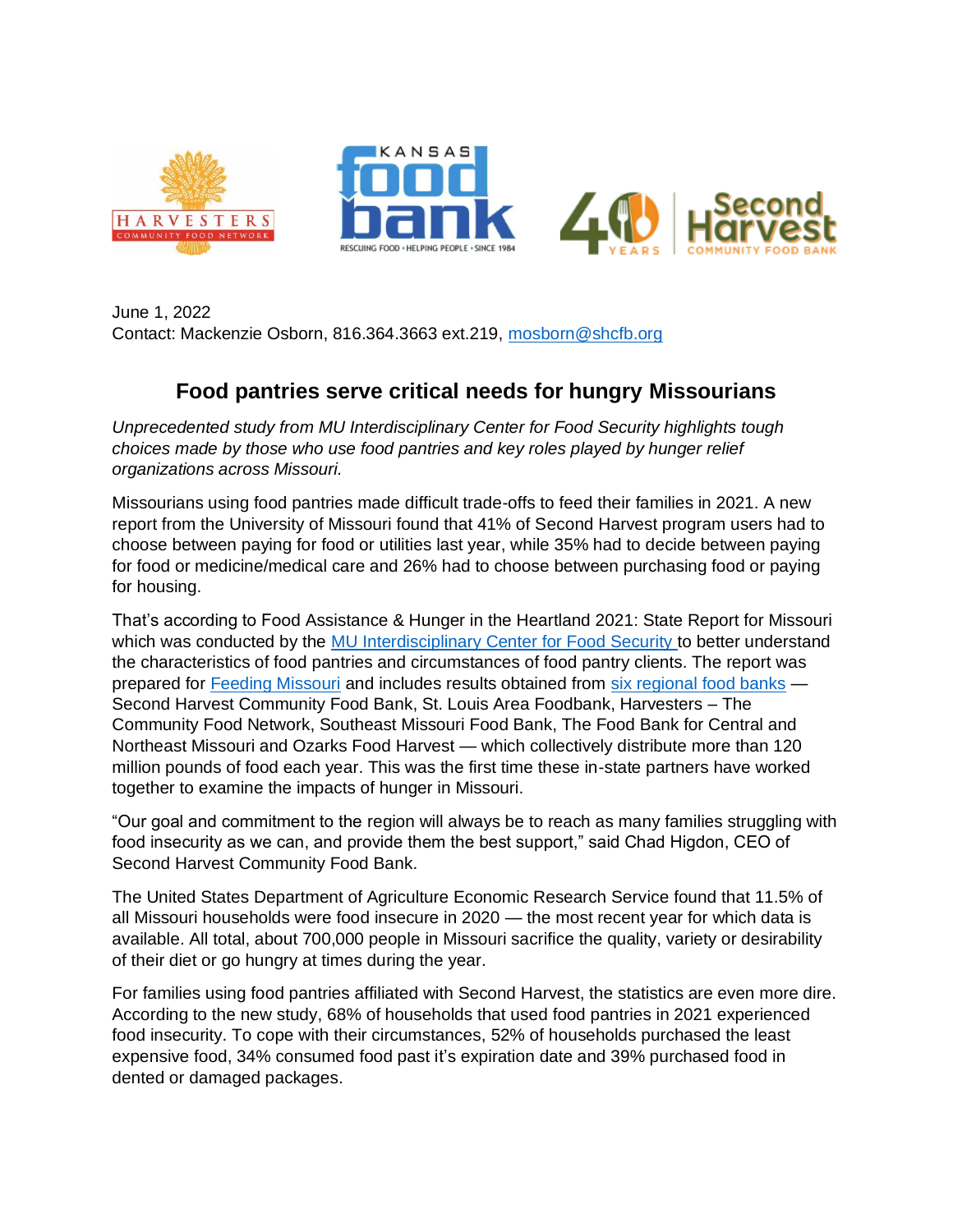June 1, 2022
Contact: Mackenzie Osborn, 816.364.3663 ext.219, [mosborn@shcfb.org](mailto:mosborn@shcfb.org)

## Food pantries serve critical needs for hungry Missourians

*Unprecedented study from MU Interdisciplinary Center for Food Security highlights tough choices made by those who use food pantries and key roles played by hunger relief organizations across Missouri.*

Missourians using food pantries made difficult trade-offs to feed their families in 2021. A new report from the University of Missouri found that 41% of Second Harvest program users had to choose between paying for food or utilities last year, while 35% had to decide between paying for food or medicine/medical care and 26% had to choose between purchasing food or paying for housing.

That's according to Food Assistance & Hunger in the Heartland 2021: State Report for Missouri which was conducted by the MU Interdisciplinary Center for Food Security to better understand the characteristics of food pantries and circumstances of food pantry clients. The report was prepared for Feeding Missouri and includes results obtained from six regional food banks — Second Harvest Community Food Bank, St. Louis Area Foodbank, Harvesters – The Community Food Network, Southeast Missouri Food Bank, The Food Bank for Central and Northeast Missouri and Ozarks Food Harvest — which collectively distribute more than 120 million pounds of food each year. This was the first time these in-state partners have worked together to examine the impacts of hunger in Missouri.

"Our goal and commitment to the region will always be to reach as many families struggling with food insecurity as we can, and provide them the best support," said Chad Higdon, CEO of Second Harvest Community Food Bank.

The United States Department of Agriculture Economic Research Service found that 11.5% of all Missouri households were food insecure in 2020 — the most recent year for which data is available. All total, about 700,000 people in Missouri sacrifice the quality, variety or desirability of their diet or go hungry at times during the year.

For families using food pantries affiliated with Second Harvest, the statistics are even more dire. According to the new study, 68% of households that used food pantries in 2021 experienced food insecurity. To cope with their circumstances, 52% of households purchased the least expensive food, 34% consumed food past it's expiration date and 39% purchased food in dented or damaged packages.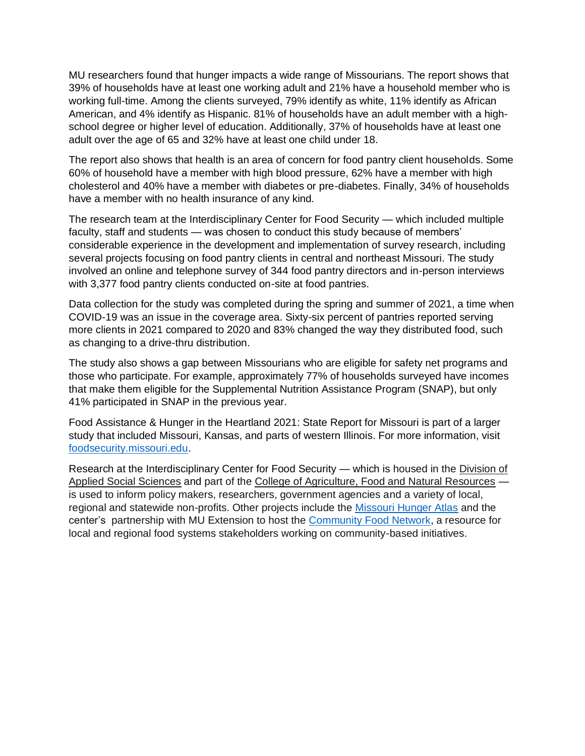MU researchers found that hunger impacts a wide range of Missourians. The report shows that 39% of households have at least one working adult and 21% have a household member who is working full-time. Among the clients surveyed, 79% identify as white, 11% identify as African American, and 4% identify as Hispanic. 81% of households have an adult member with a high-school degree or higher level of education. Additionally, 37% of households have at least one adult over the age of 65 and 32% have at least one child under 18.

The report also shows that health is an area of concern for food pantry client households. Some 60% of household have a member with high blood pressure, 62% have a member with high cholesterol and 40% have a member with diabetes or pre-diabetes. Finally, 34% of households have a member with no health insurance of any kind.

The research team at the Interdisciplinary Center for Food Security — which included multiple faculty, staff and students — was chosen to conduct this study because of members' considerable experience in the development and implementation of survey research, including several projects focusing on food pantry clients in central and northeast Missouri. The study involved an online and telephone survey of 344 food pantry directors and in-person interviews with 3,377 food pantry clients conducted on-site at food pantries.

Data collection for the study was completed during the spring and summer of 2021, a time when COVID-19 was an issue in the coverage area. Sixty-six percent of pantries reported serving more clients in 2021 compared to 2020 and 83% changed the way they distributed food, such as changing to a drive-thru distribution.

The study also shows a gap between Missourians who are eligible for safety net programs and those who participate. For example, approximately 77% of households surveyed have incomes that make them eligible for the Supplemental Nutrition Assistance Program (SNAP), but only 41% participated in SNAP in the previous year.

Food Assistance & Hunger in the Heartland 2021: State Report for Missouri is part of a larger study that included Missouri, Kansas, and parts of western Illinois. For more information, visit foodsecurity.missouri.edu.

Research at the Interdisciplinary Center for Food Security — which is housed in the Division of Applied Social Sciences and part of the College of Agriculture, Food and Natural Resources — is used to inform policy makers, researchers, government agencies and a variety of local, regional and statewide non-profits. Other projects include the Missouri Hunger Atlas and the center's partnership with MU Extension to host the Community Food Network, a resource for local and regional food systems stakeholders working on community-based initiatives.